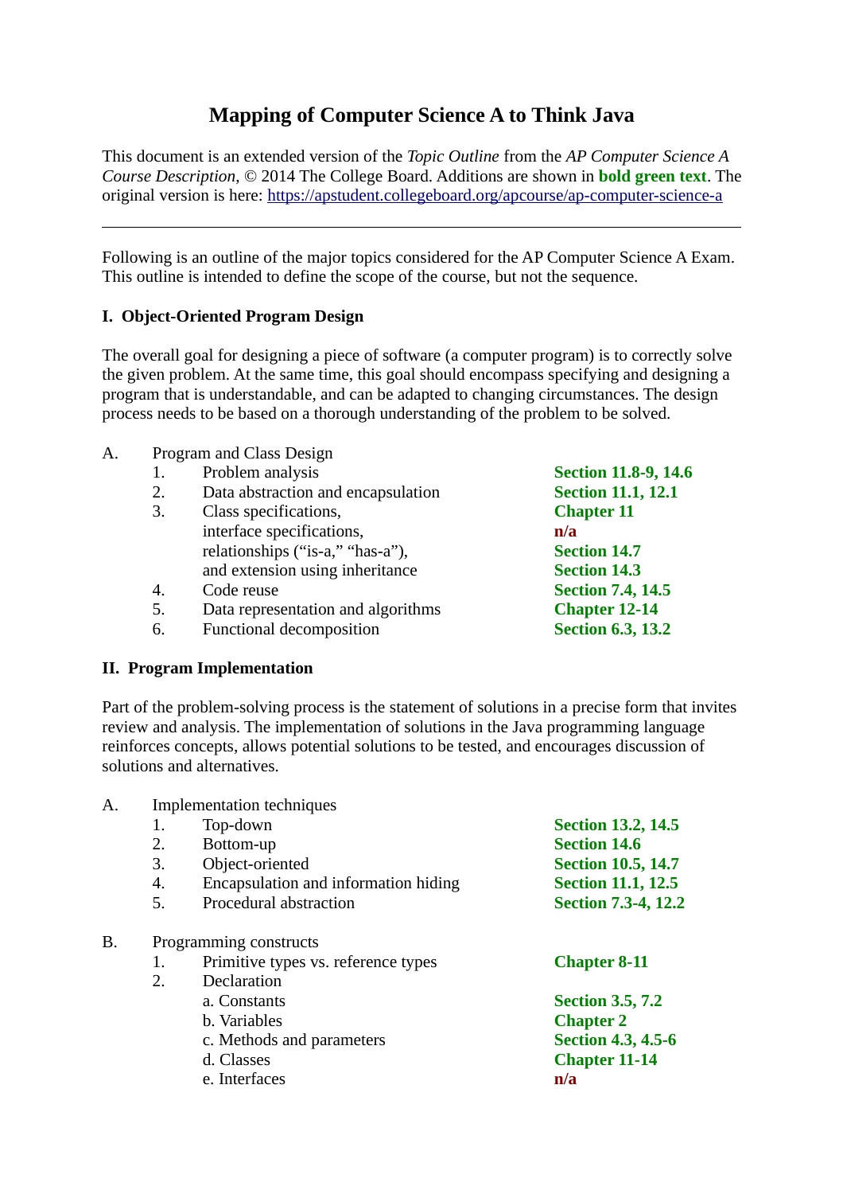# Mapping of Computer Science A to Think Java

This document is an extended version of the *Topic Outline* from the *AP Computer Science A Course Description*, © 2014 The College Board. Additions are shown in **bold green text**. The original version is here: https://apstudent.collegeboard.org/apcourse/ap-computer-science-a

---

Following is an outline of the major topics considered for the AP Computer Science A Exam. This outline is intended to define the scope of the course, but not the sequence.

## I. Object-Oriented Program Design

The overall goal for designing a piece of software (a computer program) is to correctly solve the given problem. At the same time, this goal should encompass specifying and designing a program that is understandable, and can be adapted to changing circumstances. The design process needs to be based on a thorough understanding of the problem to be solved.

A. Program and Class Design

1. Problem analysis — **Section 11.8-9, 14.6**
2. Data abstraction and encapsulation — **Section 11.1, 12.1**
3. Class specifications, — **Chapter 11**
   interface specifications, — **n/a**
   relationships ("is-a," "has-a"), — **Section 14.7**
   and extension using inheritance — **Section 14.3**
4. Code reuse — **Section 7.4, 14.5**
5. Data representation and algorithms — **Chapter 12-14**
6. Functional decomposition — **Section 6.3, 13.2**

## II. Program Implementation

Part of the problem-solving process is the statement of solutions in a precise form that invites review and analysis. The implementation of solutions in the Java programming language reinforces concepts, allows potential solutions to be tested, and encourages discussion of solutions and alternatives.

A. Implementation techniques

1. Top-down — **Section 13.2, 14.5**
2. Bottom-up — **Section 14.6**
3. Object-oriented — **Section 10.5, 14.7**
4. Encapsulation and information hiding — **Section 11.1, 12.5**
5. Procedural abstraction — **Section 7.3-4, 12.2**

B. Programming constructs

1. Primitive types vs. reference types — **Chapter 8-11**
2. Declaration
   a. Constants — **Section 3.5, 7.2**
   b. Variables — **Chapter 2**
   c. Methods and parameters — **Section 4.3, 4.5-6**
   d. Classes — **Chapter 11-14**
   e. Interfaces — **n/a**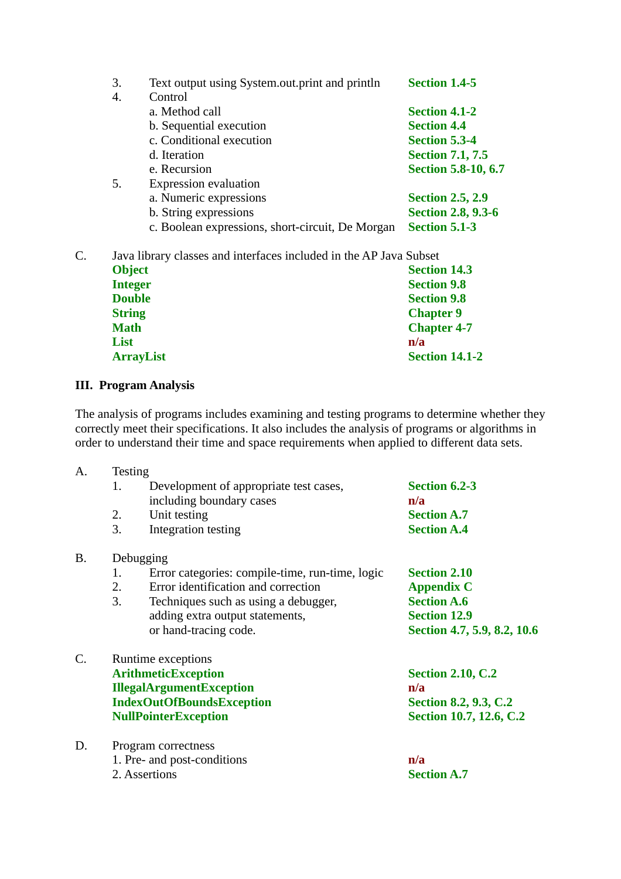3. Text output using System.out.print and println — **Section 1.4-5**
4. Control
   - a. Method call — **Section 4.1-2**
   - b. Sequential execution — **Section 4.4**
   - c. Conditional execution — **Section 5.3-4**
   - d. Iteration — **Section 7.1, 7.5**
   - e. Recursion — **Section 5.8-10, 6.7**
5. Expression evaluation
   - a. Numeric expressions — **Section 2.5, 2.9**
   - b. String expressions — **Section 2.8, 9.3-6**
   - c. Boolean expressions, short-circuit, De Morgan — **Section 5.1-3**

C. Java library classes and interfaces included in the AP Java Subset

| | |
|---|---|
| **Object** | **Section 14.3** |
| **Integer** | **Section 9.8** |
| **Double** | **Section 9.8** |
| **String** | **Chapter 9** |
| **Math** | **Chapter 4-7** |
| **List** | **n/a** |
| **ArrayList** | **Section 14.1-2** |

**III. Program Analysis**

The analysis of programs includes examining and testing programs to determine whether they correctly meet their specifications. It also includes the analysis of programs or algorithms in order to understand their time and space requirements when applied to different data sets.

A. Testing
1. Development of appropriate test cases, — **Section 6.2-3**
   including boundary cases — **n/a**
2. Unit testing — **Section A.7**
3. Integration testing — **Section A.4**

B. Debugging
1. Error categories: compile-time, run-time, logic — **Section 2.10**
2. Error identification and correction — **Appendix C**
3. Techniques such as using a debugger, — **Section A.6**
   adding extra output statements, — **Section 12.9**
   or hand-tracing code. — **Section 4.7, 5.9, 8.2, 10.6**

C. Runtime exceptions

| | |
|---|---|
| **ArithmeticException** | **Section 2.10, C.2** |
| **IllegalArgumentException** | **n/a** |
| **IndexOutOfBoundsException** | **Section 8.2, 9.3, C.2** |
| **NullPointerException** | **Section 10.7, 12.6, C.2** |

D. Program correctness
1. Pre- and post-conditions — **n/a**
2. Assertions — **Section A.7**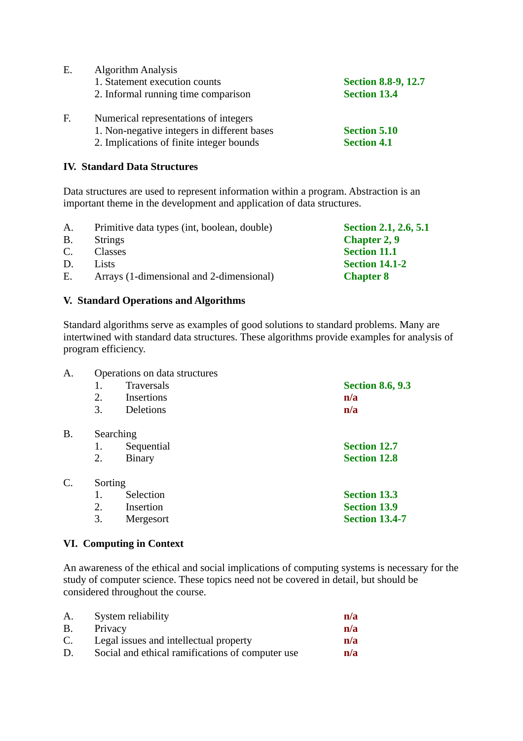E. Algorithm Analysis

1. Statement execution counts — **Section 8.8-9, 12.7**
2. Informal running time comparison — **Section 13.4**

F. Numerical representations of integers

1. Non-negative integers in different bases — **Section 5.10**
2. Implications of finite integer bounds — **Section 4.1**

**IV. Standard Data Structures**

Data structures are used to represent information within a program. Abstraction is an important theme in the development and application of data structures.

A. Primitive data types (int, boolean, double) — **Section 2.1, 2.6, 5.1**

B. Strings — **Chapter 2, 9**

C. Classes — **Section 11.1**

D. Lists — **Section 14.1-2**

E. Arrays (1-dimensional and 2-dimensional) — **Chapter 8**

**V. Standard Operations and Algorithms**

Standard algorithms serve as examples of good solutions to standard problems. Many are intertwined with standard data structures. These algorithms provide examples for analysis of program efficiency.

A. Operations on data structures

1. Traversals — **Section 8.6, 9.3**
2. Insertions — **n/a**
3. Deletions — **n/a**

B. Searching

1. Sequential — **Section 12.7**
2. Binary — **Section 12.8**

C. Sorting

1. Selection — **Section 13.3**
2. Insertion — **Section 13.9**
3. Mergesort — **Section 13.4-7**

**VI. Computing in Context**

An awareness of the ethical and social implications of computing systems is necessary for the study of computer science. These topics need not be covered in detail, but should be considered throughout the course.

A. System reliability — **n/a**

B. Privacy — **n/a**

C. Legal issues and intellectual property — **n/a**

D. Social and ethical ramifications of computer use — **n/a**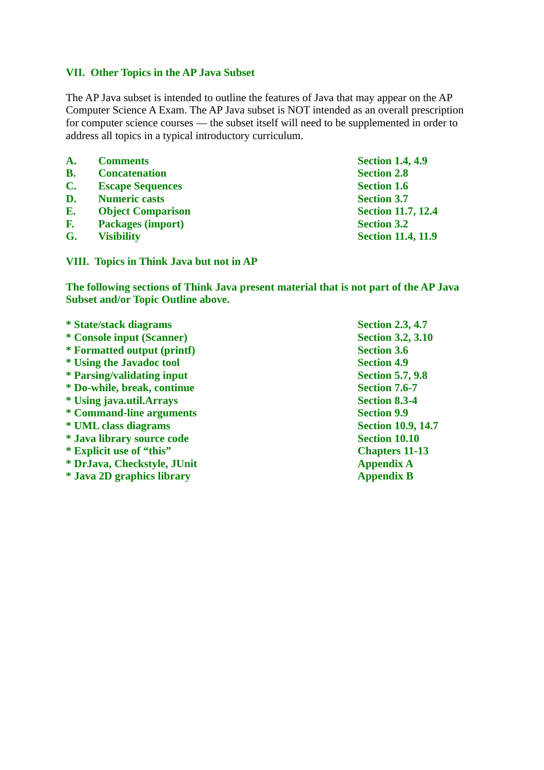## VII. Other Topics in the AP Java Subset

The AP Java subset is intended to outline the features of Java that may appear on the AP Computer Science A Exam. The AP Java subset is NOT intended as an overall prescription for computer science courses — the subset itself will need to be supplemented in order to address all topics in a typical introductory curriculum.

| | | |
|---|---|---|
| **A.** | **Comments** | **Section 1.4, 4.9** |
| **B.** | **Concatenation** | **Section 2.8** |
| **C.** | **Escape Sequences** | **Section 1.6** |
| **D.** | **Numeric casts** | **Section 3.7** |
| **E.** | **Object Comparison** | **Section 11.7, 12.4** |
| **F.** | **Packages (import)** | **Section 3.2** |
| **G.** | **Visibility** | **Section 11.4, 11.9** |

## VIII. Topics in Think Java but not in AP

**The following sections of Think Java present material that is not part of the AP Java Subset and/or Topic Outline above.**

| | |
|---|---|
| **\* State/stack diagrams** | **Section 2.3, 4.7** |
| **\* Console input (Scanner)** | **Section 3.2, 3.10** |
| **\* Formatted output (printf)** | **Section 3.6** |
| **\* Using the Javadoc tool** | **Section 4.9** |
| **\* Parsing/validating input** | **Section 5.7, 9.8** |
| **\* Do-while, break, continue** | **Section 7.6-7** |
| **\* Using java.util.Arrays** | **Section 8.3-4** |
| **\* Command-line arguments** | **Section 9.9** |
| **\* UML class diagrams** | **Section 10.9, 14.7** |
| **\* Java library source code** | **Section 10.10** |
| **\* Explicit use of "this"** | **Chapters 11-13** |
| **\* DrJava, Checkstyle, JUnit** | **Appendix A** |
| **\* Java 2D graphics library** | **Appendix B** |